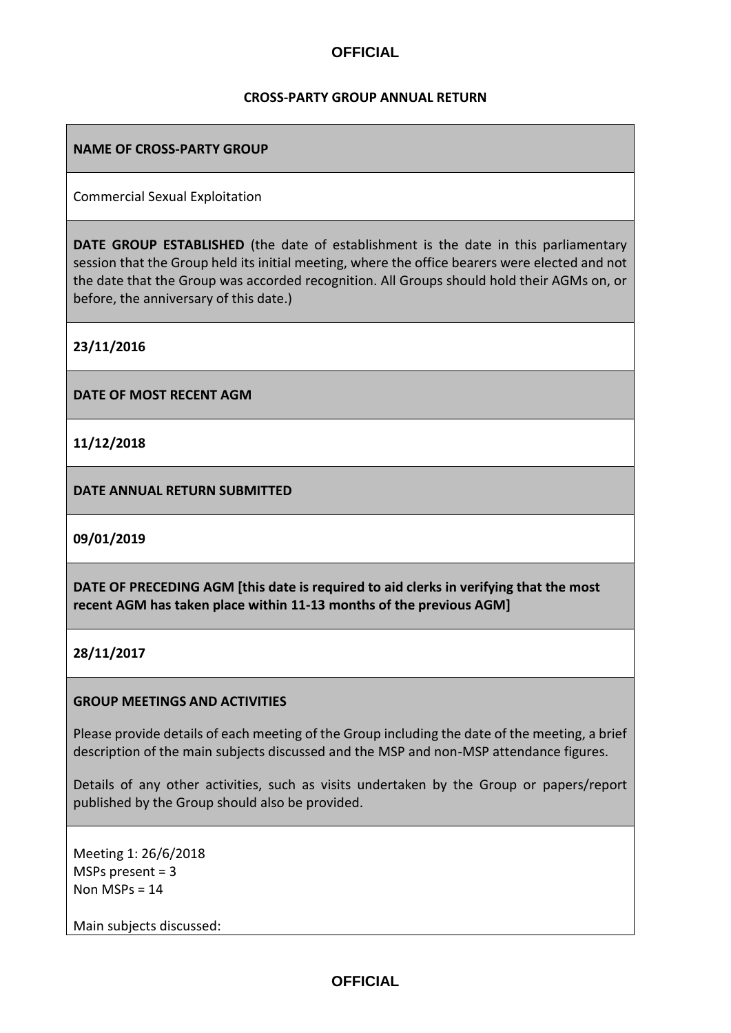# CROSS-PARTY GROUP ANNUAL RETURN

**NAME OF CROSS-PARTY GROUP**

Commercial Sexual Exploitation

**DATE GROUP ESTABLISHED** (the date of establishment is the date in this parliamentary session that the Group held its initial meeting, where the office bearers were elected and not the date that the Group was accorded recognition. All Groups should hold their AGMs on, or before, the anniversary of this date.)

**23/11/2016**

**DATE OF MOST RECENT AGM**

**11/12/2018**

**DATE ANNUAL RETURN SUBMITTED**

**09/01/2019**

**DATE OF PRECEDING AGM [this date is required to aid clerks in verifying that the most recent AGM has taken place within 11-13 months of the previous AGM]**

**28/11/2017**

**GROUP MEETINGS AND ACTIVITIES**

Please provide details of each meeting of the Group including the date of the meeting, a brief description of the main subjects discussed and the MSP and non-MSP attendance figures.

Details of any other activities, such as visits undertaken by the Group or papers/report published by the Group should also be provided.

Meeting 1: 26/6/2018
MSPs present = 3
Non MSPs = 14

Main subjects discussed: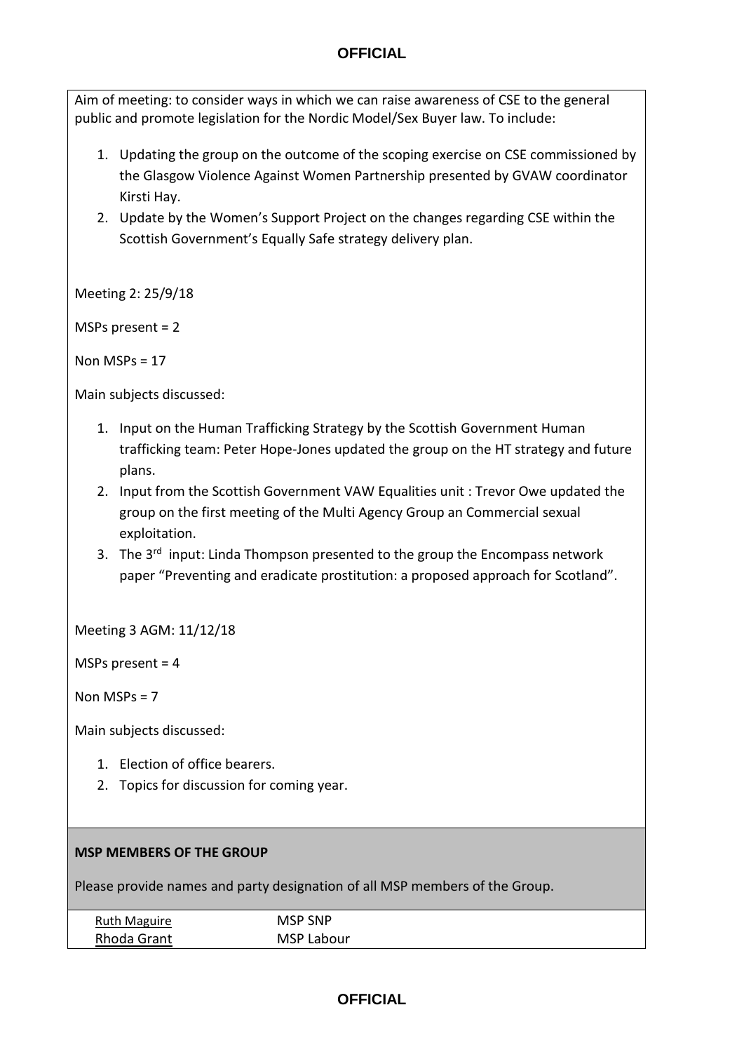Aim of meeting: to consider ways in which we can raise awareness of CSE to the general public and promote legislation for the Nordic Model/Sex Buyer law. To include:

1. Updating the group on the outcome of the scoping exercise on CSE commissioned by the Glasgow Violence Against Women Partnership presented by GVAW coordinator Kirsti Hay.
2. Update by the Women's Support Project on the changes regarding CSE within the Scottish Government's Equally Safe strategy delivery plan.

Meeting 2: 25/9/18

MSPs present = 2

Non MSPs = 17

Main subjects discussed:

1. Input on the Human Trafficking Strategy by the Scottish Government Human trafficking team: Peter Hope-Jones updated the group on the HT strategy and future plans.
2. Input from the Scottish Government VAW Equalities unit : Trevor Owe updated the group on the first meeting of the Multi Agency Group an Commercial sexual exploitation.
3. The 3rd input: Linda Thompson presented to the group the Encompass network paper "Preventing and eradicate prostitution: a proposed approach for Scotland".

Meeting 3 AGM: 11/12/18

MSPs present = 4

Non MSPs = 7

Main subjects discussed:

1. Election of office bearers.
2. Topics for discussion for coming year.

**MSP MEMBERS OF THE GROUP**

Please provide names and party designation of all MSP members of the Group.

| | |
|---|---|
| Ruth Maguire | MSP SNP |
| Rhoda Grant | MSP Labour |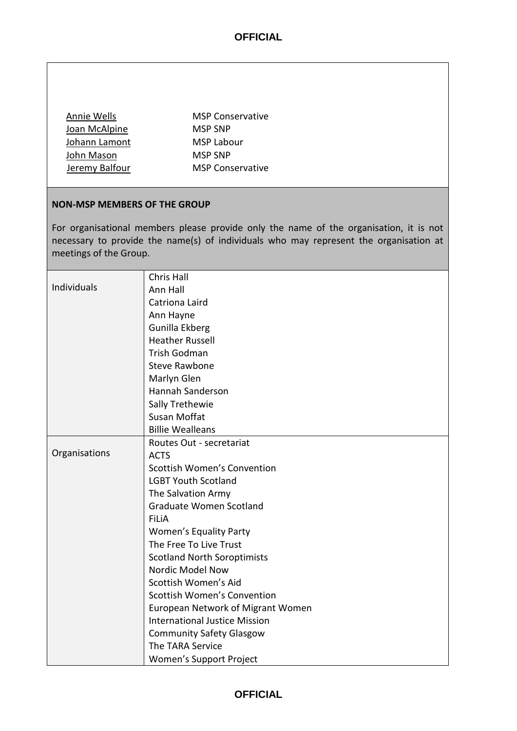| | |
|---|---|
| Annie Wells | MSP Conservative |
| Joan McAlpine | MSP SNP |
| Johann Lamont | MSP Labour |
| John Mason | MSP SNP |
| Jeremy Balfour | MSP Conservative |

**NON-MSP MEMBERS OF THE GROUP**

For organisational members please provide only the name of the organisation, it is not necessary to provide the name(s) of individuals who may represent the organisation at meetings of the Group.

| | |
|---|---|
| Individuals | Chris Hall<br>Ann Hall<br>Catriona Laird<br>Ann Hayne<br>Gunilla Ekberg<br>Heather Russell<br>Trish Godman<br>Steve Rawbone<br>Marlyn Glen<br>Hannah Sanderson<br>Sally Trethewie<br>Susan Moffat<br>Billie Wealleans |
| Organisations | Routes Out - secretariat<br>ACTS<br>Scottish Women's Convention<br>LGBT Youth Scotland<br>The Salvation Army<br>Graduate Women Scotland<br>FiLiA<br>Women's Equality Party<br>The Free To Live Trust<br>Scotland North Soroptimists<br>Nordic Model Now<br>Scottish Women's Aid<br>Scottish Women's Convention<br>European Network of Migrant Women<br>International Justice Mission<br>Community Safety Glasgow<br>The TARA Service<br>Women's Support Project |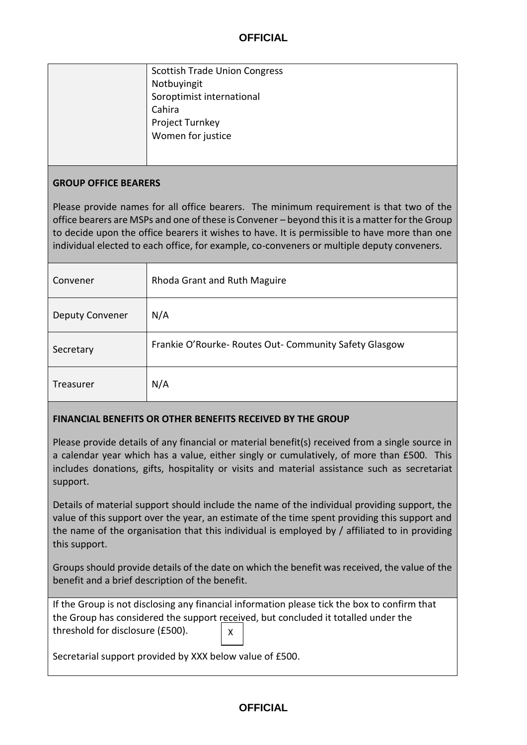| | |
|---|---|
| | Scottish Trade Union Congress<br>Notbuyingit<br>Soroptimist international<br>Cahira<br>Project Turnkey<br>Women for justice |

**GROUP OFFICE BEARERS**

Please provide names for all office bearers. The minimum requirement is that two of the office bearers are MSPs and one of these is Convener – beyond this it is a matter for the Group to decide upon the office bearers it wishes to have. It is permissible to have more than one individual elected to each office, for example, co-conveners or multiple deputy conveners.

| | |
|---|---|
| Convener | Rhoda Grant and Ruth Maguire |
| Deputy Convener | N/A |
| Secretary | Frankie O'Rourke- Routes Out- Community Safety Glasgow |
| Treasurer | N/A |

**FINANCIAL BENEFITS OR OTHER BENEFITS RECEIVED BY THE GROUP**

Please provide details of any financial or material benefit(s) received from a single source in a calendar year which has a value, either singly or cumulatively, of more than £500. This includes donations, gifts, hospitality or visits and material assistance such as secretariat support.

Details of material support should include the name of the individual providing support, the value of this support over the year, an estimate of the time spent providing this support and the name of the organisation that this individual is employed by / affiliated to in providing this support.

Groups should provide details of the date on which the benefit was received, the value of the benefit and a brief description of the benefit.

If the Group is not disclosing any financial information please tick the box to confirm that the Group has considered the support received, but concluded it totalled under the threshold for disclosure (£500). X

Secretarial support provided by XXX below value of £500.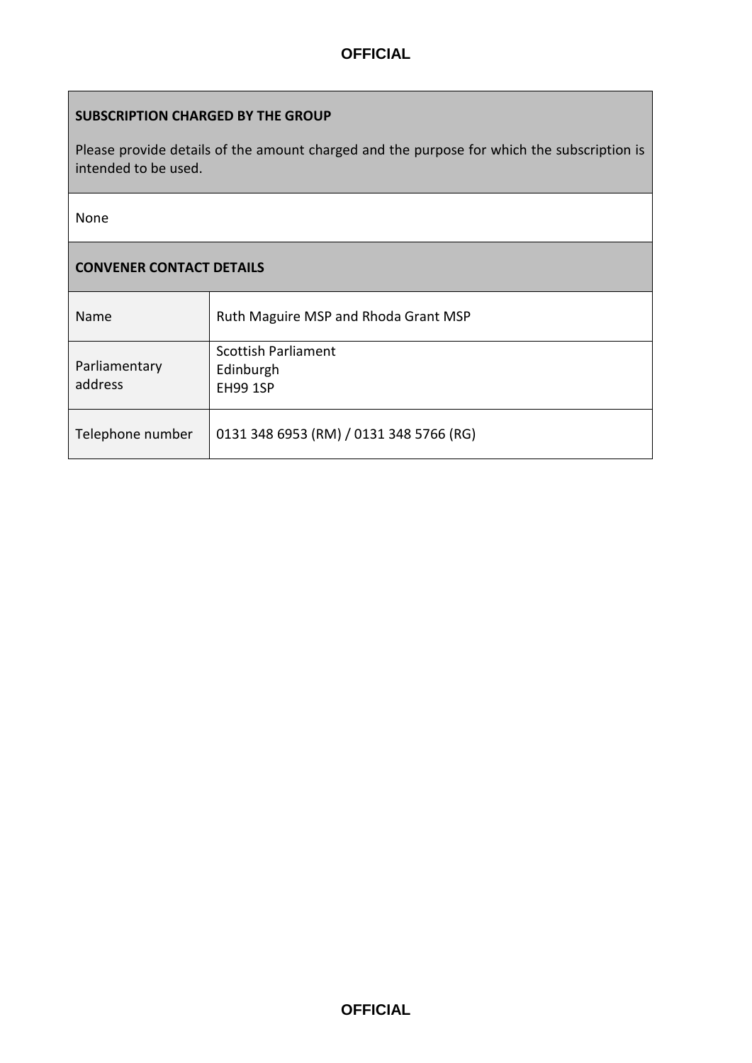| SUBSCRIPTION CHARGED BY THE GROUP |
|---|
| Please provide details of the amount charged and the purpose for which the subscription is intended to be used. |
| None |

| CONVENER CONTACT DETAILS | |
|---|---|
| Name | Ruth Maguire MSP and Rhoda Grant MSP |
| Parliamentary address | Scottish Parliament<br>Edinburgh<br>EH99 1SP |
| Telephone number | 0131 348 6953 (RM) / 0131 348 5766 (RG) |